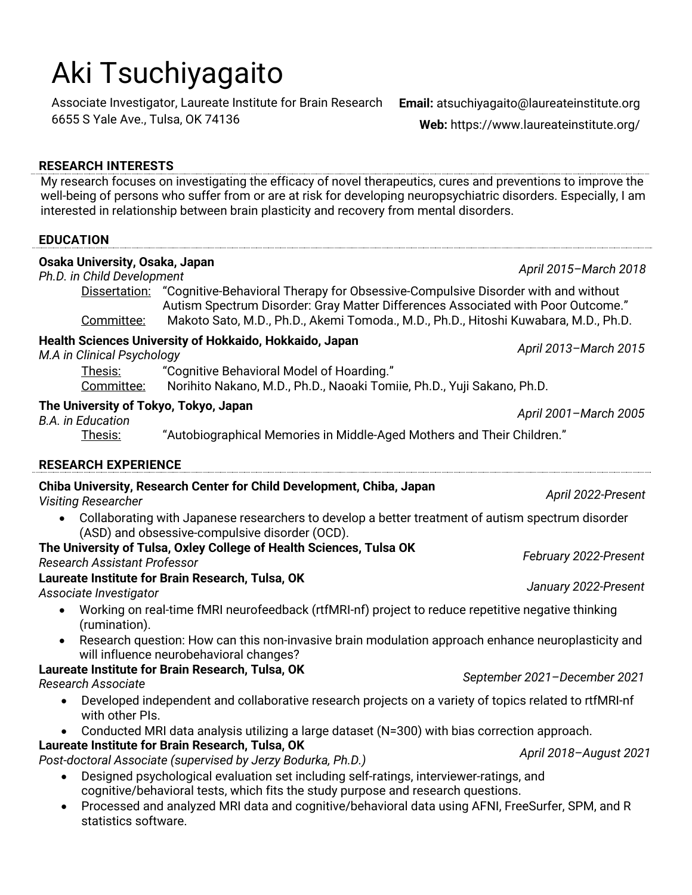# Aki Tsuchiyagaito

Associate Investigator, Laureate Institute for Brain Research
6655 S Yale Ave., Tulsa, OK 74136

**Email:** atsuchiyagaito@laureateinstitute.org
**Web:** https://www.laureateinstitute.org/

## RESEARCH INTERESTS

My research focuses on investigating the efficacy of novel therapeutics, cures and preventions to improve the well-being of persons who suffer from or are at risk for developing neuropsychiatric disorders. Especially, I am interested in relationship between brain plasticity and recovery from mental disorders.

## EDUCATION

**Osaka University, Osaka, Japan** — *April 2015–March 2018*
*Ph.D. in Child Development*

Dissertation: "Cognitive-Behavioral Therapy for Obsessive-Compulsive Disorder with and without Autism Spectrum Disorder: Gray Matter Differences Associated with Poor Outcome."
Committee: Makoto Sato, M.D., Ph.D., Akemi Tomoda., M.D., Ph.D., Hitoshi Kuwabara, M.D., Ph.D.

**Health Sciences University of Hokkaido, Hokkaido, Japan** — *April 2013–March 2015*
*M.A in Clinical Psychology*

Thesis: "Cognitive Behavioral Model of Hoarding."
Committee: Norihito Nakano, M.D., Ph.D., Naoaki Tomiie, Ph.D., Yuji Sakano, Ph.D.

**The University of Tokyo, Tokyo, Japan** — *April 2001–March 2005*
*B.A. in Education*

Thesis: "Autobiographical Memories in Middle-Aged Mothers and Their Children."

## RESEARCH EXPERIENCE

**Chiba University, Research Center for Child Development, Chiba, Japan** — *April 2022-Present*
*Visiting Researcher*

- Collaborating with Japanese researchers to develop a better treatment of autism spectrum disorder (ASD) and obsessive-compulsive disorder (OCD).

**The University of Tulsa, Oxley College of Health Sciences, Tulsa OK** — *February 2022-Present*
*Research Assistant Professor*

**Laureate Institute for Brain Research, Tulsa, OK** — *January 2022-Present*
*Associate Investigator*

- Working on real-time fMRI neurofeedback (rtfMRI-nf) project to reduce repetitive negative thinking (rumination).
- Research question: How can this non-invasive brain modulation approach enhance neuroplasticity and will influence neurobehavioral changes?

**Laureate Institute for Brain Research, Tulsa, OK** — *September 2021–December 2021*
*Research Associate*

- Developed independent and collaborative research projects on a variety of topics related to rtfMRI-nf with other PIs.
- Conducted MRI data analysis utilizing a large dataset (N=300) with bias correction approach.

**Laureate Institute for Brain Research, Tulsa, OK** — *April 2018–August 2021*
*Post-doctoral Associate (supervised by Jerzy Bodurka, Ph.D.)*

- Designed psychological evaluation set including self-ratings, interviewer-ratings, and cognitive/behavioral tests, which fits the study purpose and research questions.
- Processed and analyzed MRI data and cognitive/behavioral data using AFNI, FreeSurfer, SPM, and R statistics software.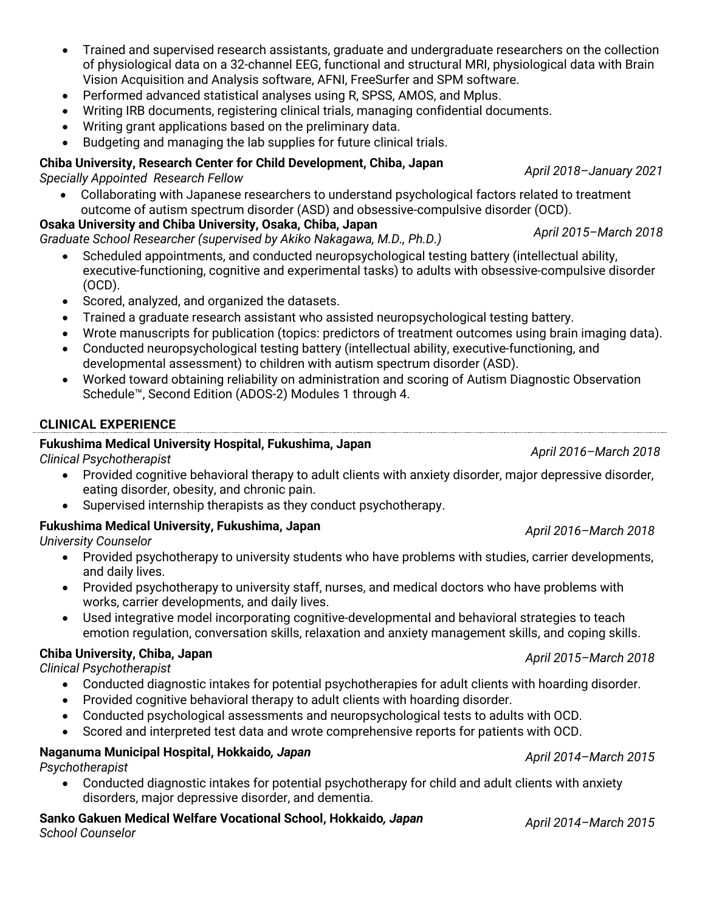- Trained and supervised research assistants, graduate and undergraduate researchers on the collection of physiological data on a 32-channel EEG, functional and structural MRI, physiological data with Brain Vision Acquisition and Analysis software, AFNI, FreeSurfer and SPM software.
- Performed advanced statistical analyses using R, SPSS, AMOS, and Mplus.
- Writing IRB documents, registering clinical trials, managing confidential documents.
- Writing grant applications based on the preliminary data.
- Budgeting and managing the lab supplies for future clinical trials.

**Chiba University, Research Center for Child Development, Chiba, Japan** *April 2018–January 2021*
*Specially Appointed Research Fellow*

- Collaborating with Japanese researchers to understand psychological factors related to treatment outcome of autism spectrum disorder (ASD) and obsessive-compulsive disorder (OCD).

**Osaka University and Chiba University, Osaka, Chiba, Japan** *April 2015–March 2018*
*Graduate School Researcher (supervised by Akiko Nakagawa, M.D., Ph.D.)*

- Scheduled appointments, and conducted neuropsychological testing battery (intellectual ability, executive-functioning, cognitive and experimental tasks) to adults with obsessive-compulsive disorder (OCD).
- Scored, analyzed, and organized the datasets.
- Trained a graduate research assistant who assisted neuropsychological testing battery.
- Wrote manuscripts for publication (topics: predictors of treatment outcomes using brain imaging data).
- Conducted neuropsychological testing battery (intellectual ability, executive-functioning, and developmental assessment) to children with autism spectrum disorder (ASD).
- Worked toward obtaining reliability on administration and scoring of Autism Diagnostic Observation Schedule™, Second Edition (ADOS-2) Modules 1 through 4.

## CLINICAL EXPERIENCE

**Fukushima Medical University Hospital, Fukushima, Japan** *April 2016–March 2018*
*Clinical Psychotherapist*

- Provided cognitive behavioral therapy to adult clients with anxiety disorder, major depressive disorder, eating disorder, obesity, and chronic pain.
- Supervised internship therapists as they conduct psychotherapy.

**Fukushima Medical University, Fukushima, Japan** *April 2016–March 2018*
*University Counselor*

- Provided psychotherapy to university students who have problems with studies, carrier developments, and daily lives.
- Provided psychotherapy to university staff, nurses, and medical doctors who have problems with works, carrier developments, and daily lives.
- Used integrative model incorporating cognitive-developmental and behavioral strategies to teach emotion regulation, conversation skills, relaxation and anxiety management skills, and coping skills.

**Chiba University, Chiba, Japan** *April 2015–March 2018*
*Clinical Psychotherapist*

- Conducted diagnostic intakes for potential psychotherapies for adult clients with hoarding disorder.
- Provided cognitive behavioral therapy to adult clients with hoarding disorder.
- Conducted psychological assessments and neuropsychological tests to adults with OCD.
- Scored and interpreted test data and wrote comprehensive reports for patients with OCD.

**Naganuma Municipal Hospital, Hokkaido*, Japan*** *April 2014–March 2015*
*Psychotherapist*

- Conducted diagnostic intakes for potential psychotherapy for child and adult clients with anxiety disorders, major depressive disorder, and dementia.

**Sanko Gakuen Medical Welfare Vocational School, Hokkaido*, Japan*** *April 2014–March 2015*
*School Counselor*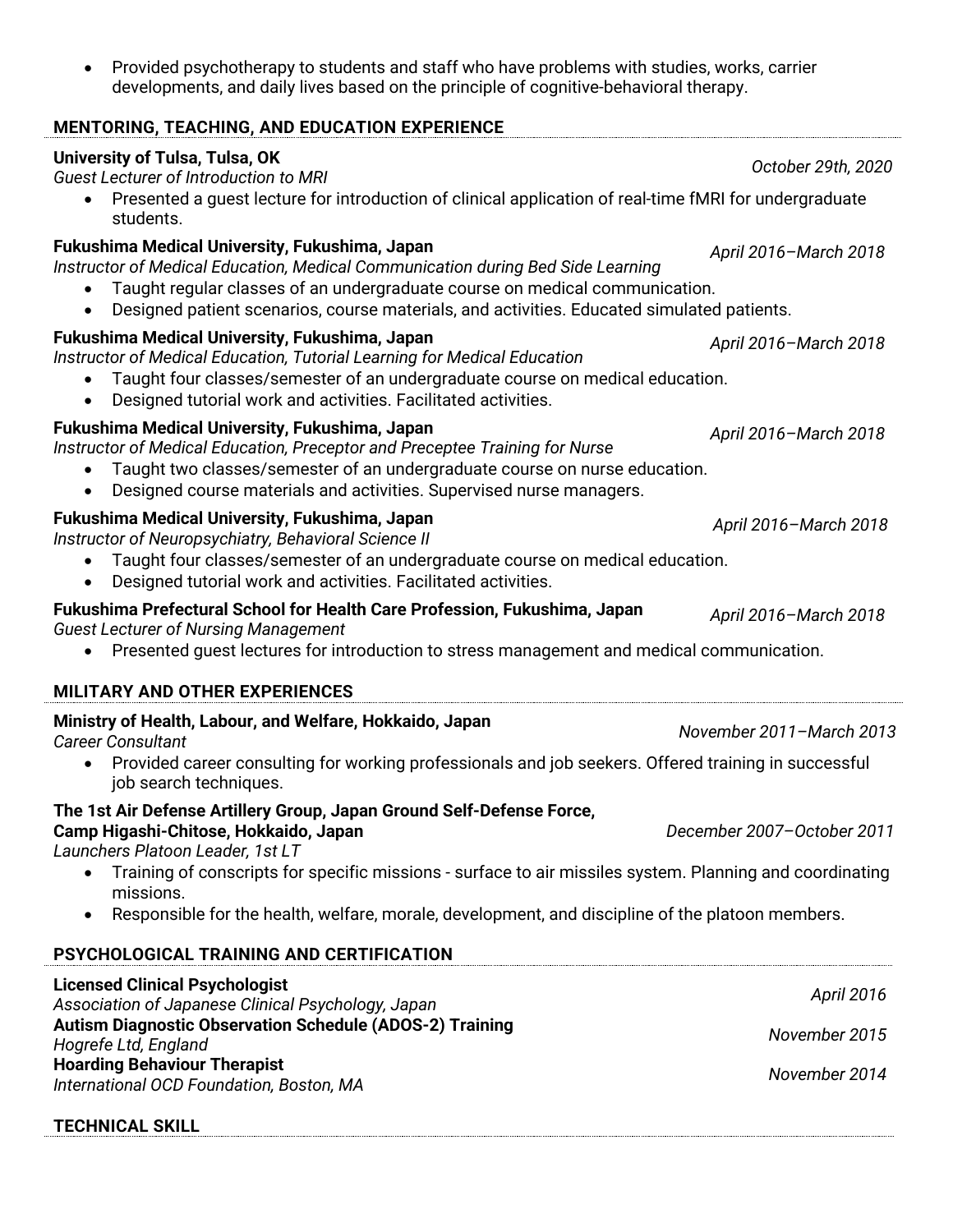- Provided psychotherapy to students and staff who have problems with studies, works, carrier developments, and daily lives based on the principle of cognitive-behavioral therapy.

## MENTORING, TEACHING, AND EDUCATION EXPERIENCE

**University of Tulsa, Tulsa, OK** *October 29th, 2020*
*Guest Lecturer of Introduction to MRI*
- Presented a guest lecture for introduction of clinical application of real-time fMRI for undergraduate students.

**Fukushima Medical University, Fukushima, Japan** *April 2016–March 2018*
*Instructor of Medical Education, Medical Communication during Bed Side Learning*
- Taught regular classes of an undergraduate course on medical communication.
- Designed patient scenarios, course materials, and activities. Educated simulated patients.

**Fukushima Medical University, Fukushima, Japan** *April 2016–March 2018*
*Instructor of Medical Education, Tutorial Learning for Medical Education*
- Taught four classes/semester of an undergraduate course on medical education.
- Designed tutorial work and activities. Facilitated activities.

**Fukushima Medical University, Fukushima, Japan** *April 2016–March 2018*
*Instructor of Medical Education, Preceptor and Preceptee Training for Nurse*
- Taught two classes/semester of an undergraduate course on nurse education.
- Designed course materials and activities. Supervised nurse managers.

**Fukushima Medical University, Fukushima, Japan** *April 2016–March 2018*
*Instructor of Neuropsychiatry, Behavioral Science II*
- Taught four classes/semester of an undergraduate course on medical education.
- Designed tutorial work and activities. Facilitated activities.

**Fukushima Prefectural School for Health Care Profession, Fukushima, Japan** *April 2016–March 2018*
*Guest Lecturer of Nursing Management*
- Presented guest lectures for introduction to stress management and medical communication.

## MILITARY AND OTHER EXPERIENCES

**Ministry of Health, Labour, and Welfare, Hokkaido, Japan** *November 2011–March 2013*
*Career Consultant*
- Provided career consulting for working professionals and job seekers. Offered training in successful job search techniques.

**The 1st Air Defense Artillery Group, Japan Ground Self-Defense Force,**
**Camp Higashi-Chitose, Hokkaido, Japan** *December 2007–October 2011*
*Launchers Platoon Leader, 1st LT*
- Training of conscripts for specific missions - surface to air missiles system. Planning and coordinating missions.
- Responsible for the health, welfare, morale, development, and discipline of the platoon members.

## PSYCHOLOGICAL TRAINING AND CERTIFICATION

**Licensed Clinical Psychologist** *April 2016*
*Association of Japanese Clinical Psychology, Japan*

**Autism Diagnostic Observation Schedule (ADOS-2) Training** *November 2015*
*Hogrefe Ltd, England*

**Hoarding Behaviour Therapist** *November 2014*
*International OCD Foundation, Boston, MA*

## TECHNICAL SKILL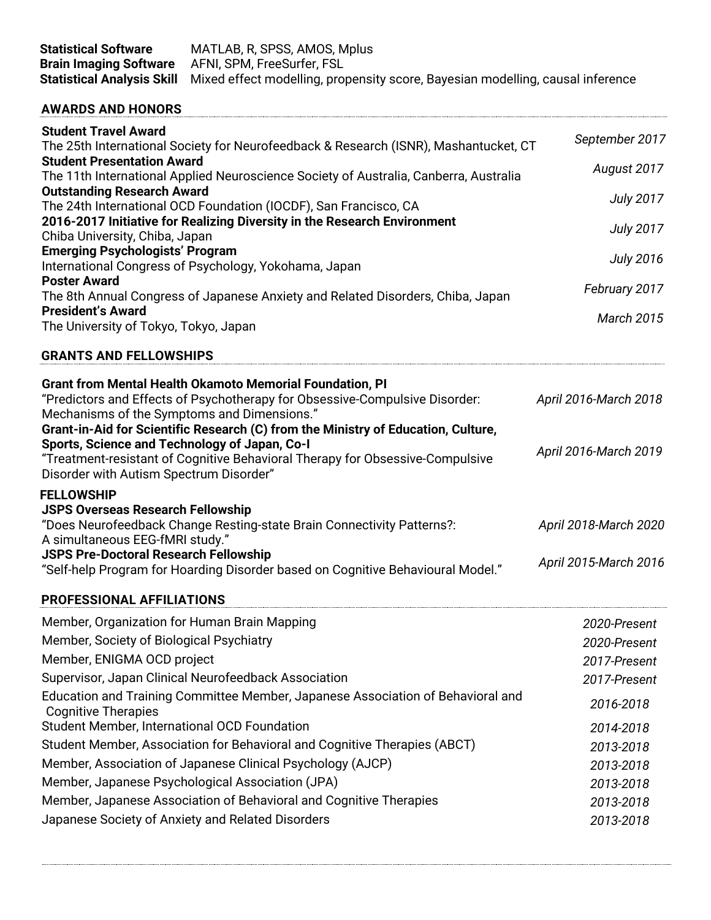**Statistical Software** MATLAB, R, SPSS, AMOS, Mplus
**Brain Imaging Software** AFNI, SPM, FreeSurfer, FSL
**Statistical Analysis Skill** Mixed effect modelling, propensity score, Bayesian modelling, causal inference

## AWARDS AND HONORS

**Student Travel Award** *September 2017*
The 25th International Society for Neurofeedback & Research (ISNR), Mashantucket, CT

**Student Presentation Award** *August 2017*
The 11th International Applied Neuroscience Society of Australia, Canberra, Australia

**Outstanding Research Award** *July 2017*
The 24th International OCD Foundation (IOCDF), San Francisco, CA

**2016-2017 Initiative for Realizing Diversity in the Research Environment** *July 2017*
Chiba University, Chiba, Japan

**Emerging Psychologists' Program** *July 2016*
International Congress of Psychology, Yokohama, Japan

**Poster Award** *February 2017*
The 8th Annual Congress of Japanese Anxiety and Related Disorders, Chiba, Japan

**President's Award** *March 2015*
The University of Tokyo, Tokyo, Japan

## GRANTS AND FELLOWSHIPS

**Grant from Mental Health Okamoto Memorial Foundation, PI** *April 2016-March 2018*
"Predictors and Effects of Psychotherapy for Obsessive-Compulsive Disorder: Mechanisms of the Symptoms and Dimensions."

**Grant-in-Aid for Scientific Research (C) from the Ministry of Education, Culture, Sports, Science and Technology of Japan, Co-I** *April 2016-March 2019*
"Treatment-resistant of Cognitive Behavioral Therapy for Obsessive-Compulsive Disorder with Autism Spectrum Disorder"

**FELLOWSHIP**

**JSPS Overseas Research Fellowship** *April 2018-March 2020*
"Does Neurofeedback Change Resting-state Brain Connectivity Patterns?: A simultaneous EEG-fMRI study."

**JSPS Pre-Doctoral Research Fellowship** *April 2015-March 2016*
"Self-help Program for Hoarding Disorder based on Cognitive Behavioural Model."

## PROFESSIONAL AFFILIATIONS

Member, Organization for Human Brain Mapping *2020-Present*
Member, Society of Biological Psychiatry *2020-Present*
Member, ENIGMA OCD project *2017-Present*
Supervisor, Japan Clinical Neurofeedback Association *2017-Present*
Education and Training Committee Member, Japanese Association of Behavioral and Cognitive Therapies *2016-2018*
Student Member, International OCD Foundation *2014-2018*
Student Member, Association for Behavioral and Cognitive Therapies (ABCT) *2013-2018*
Member, Association of Japanese Clinical Psychology (AJCP) *2013-2018*
Member, Japanese Psychological Association (JPA) *2013-2018*
Member, Japanese Association of Behavioral and Cognitive Therapies *2013-2018*
Japanese Society of Anxiety and Related Disorders *2013-2018*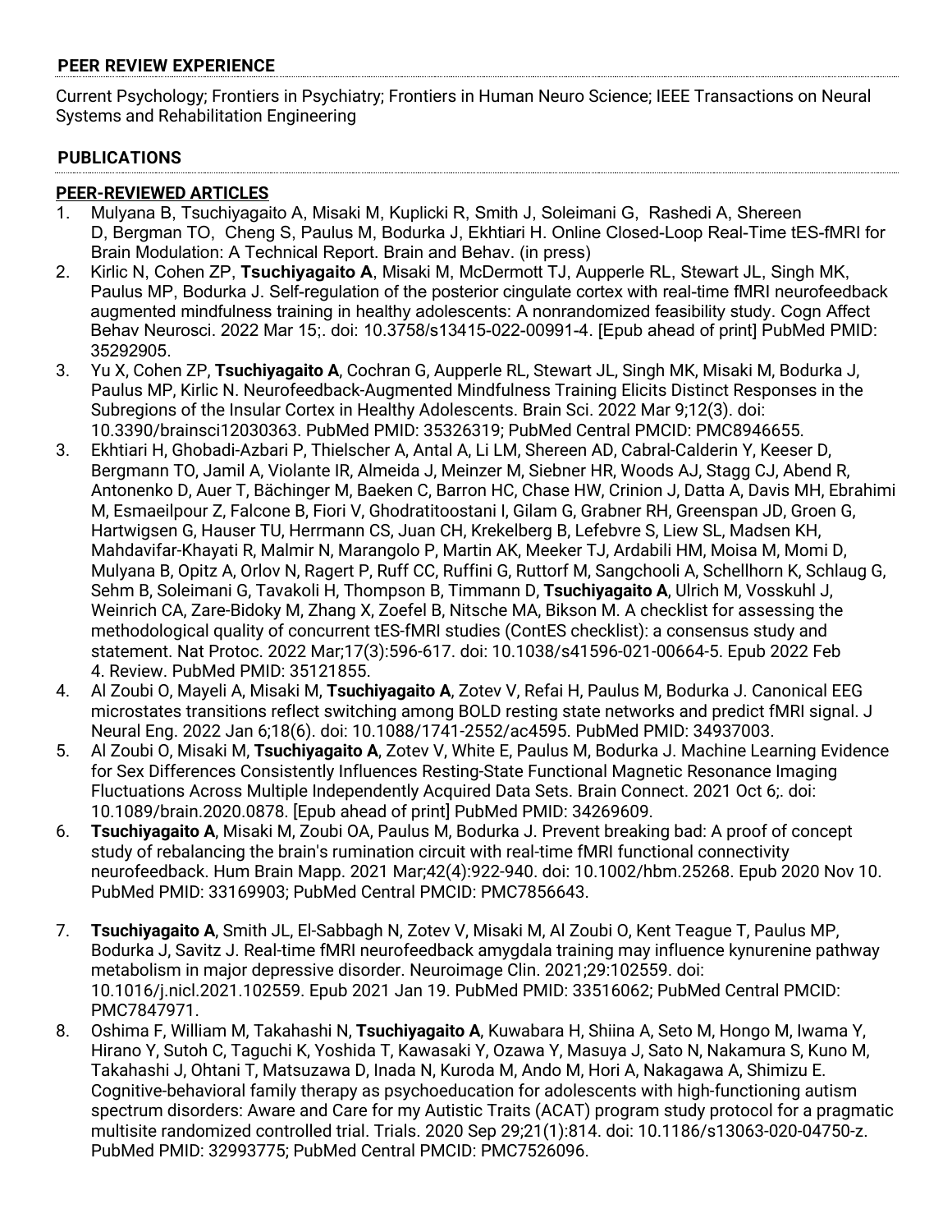## PEER REVIEW EXPERIENCE

Current Psychology; Frontiers in Psychiatry; Frontiers in Human Neuro Science; IEEE Transactions on Neural Systems and Rehabilitation Engineering

## PUBLICATIONS

### PEER-REVIEWED ARTICLES

1. Mulyana B, Tsuchiyagaito A, Misaki M, Kuplicki R, Smith J, Soleimani G, Rashedi A, Shereen D, Bergman TO, Cheng S, Paulus M, Bodurka J, Ekhtiari H. Online Closed-Loop Real-Time tES-fMRI for Brain Modulation: A Technical Report. Brain and Behav. (in press)
2. Kirlic N, Cohen ZP, **Tsuchiyagaito A**, Misaki M, McDermott TJ, Aupperle RL, Stewart JL, Singh MK, Paulus MP, Bodurka J. Self-regulation of the posterior cingulate cortex with real-time fMRI neurofeedback augmented mindfulness training in healthy adolescents: A nonrandomized feasibility study. Cogn Affect Behav Neurosci. 2022 Mar 15;. doi: 10.3758/s13415-022-00991-4. [Epub ahead of print] PubMed PMID: 35292905.
3. Yu X, Cohen ZP, **Tsuchiyagaito A**, Cochran G, Aupperle RL, Stewart JL, Singh MK, Misaki M, Bodurka J, Paulus MP, Kirlic N. Neurofeedback-Augmented Mindfulness Training Elicits Distinct Responses in the Subregions of the Insular Cortex in Healthy Adolescents. Brain Sci. 2022 Mar 9;12(3). doi: 10.3390/brainsci12030363. PubMed PMID: 35326319; PubMed Central PMCID: PMC8946655.
3. Ekhtiari H, Ghobadi-Azbari P, Thielscher A, Antal A, Li LM, Shereen AD, Cabral-Calderin Y, Keeser D, Bergmann TO, Jamil A, Violante IR, Almeida J, Meinzer M, Siebner HR, Woods AJ, Stagg CJ, Abend R, Antonenko D, Auer T, Bächinger M, Baeken C, Barron HC, Chase HW, Crinion J, Datta A, Davis MH, Ebrahimi M, Esmaeilpour Z, Falcone B, Fiori V, Ghodratitoostani I, Gilam G, Grabner RH, Greenspan JD, Groen G, Hartwigsen G, Hauser TU, Herrmann CS, Juan CH, Krekelberg B, Lefebvre S, Liew SL, Madsen KH, Mahdavifar-Khayati R, Malmir N, Marangolo P, Martin AK, Meeker TJ, Ardabili HM, Moisa M, Momi D, Mulyana B, Opitz A, Orlov N, Ragert P, Ruff CC, Ruffini G, Ruttorf M, Sangchooli A, Schellhorn K, Schlaug G, Sehm B, Soleimani G, Tavakoli H, Thompson B, Timmann D, **Tsuchiyagaito A**, Ulrich M, Vosskuhl J, Weinrich CA, Zare-Bidoky M, Zhang X, Zoefel B, Nitsche MA, Bikson M. A checklist for assessing the methodological quality of concurrent tES-fMRI studies (ContES checklist): a consensus study and statement. Nat Protoc. 2022 Mar;17(3):596-617. doi: 10.1038/s41596-021-00664-5. Epub 2022 Feb 4. Review. PubMed PMID: 35121855.
4. Al Zoubi O, Mayeli A, Misaki M, **Tsuchiyagaito A**, Zotev V, Refai H, Paulus M, Bodurka J. Canonical EEG microstates transitions reflect switching among BOLD resting state networks and predict fMRI signal. J Neural Eng. 2022 Jan 6;18(6). doi: 10.1088/1741-2552/ac4595. PubMed PMID: 34937003.
5. Al Zoubi O, Misaki M, **Tsuchiyagaito A**, Zotev V, White E, Paulus M, Bodurka J. Machine Learning Evidence for Sex Differences Consistently Influences Resting-State Functional Magnetic Resonance Imaging Fluctuations Across Multiple Independently Acquired Data Sets. Brain Connect. 2021 Oct 6;. doi: 10.1089/brain.2020.0878. [Epub ahead of print] PubMed PMID: 34269609.
6. **Tsuchiyagaito A**, Misaki M, Zoubi OA, Paulus M, Bodurka J. Prevent breaking bad: A proof of concept study of rebalancing the brain's rumination circuit with real-time fMRI functional connectivity neurofeedback. Hum Brain Mapp. 2021 Mar;42(4):922-940. doi: 10.1002/hbm.25268. Epub 2020 Nov 10. PubMed PMID: 33169903; PubMed Central PMCID: PMC7856643.
7. **Tsuchiyagaito A**, Smith JL, El-Sabbagh N, Zotev V, Misaki M, Al Zoubi O, Kent Teague T, Paulus MP, Bodurka J, Savitz J. Real-time fMRI neurofeedback amygdala training may influence kynurenine pathway metabolism in major depressive disorder. Neuroimage Clin. 2021;29:102559. doi: 10.1016/j.nicl.2021.102559. Epub 2021 Jan 19. PubMed PMID: 33516062; PubMed Central PMCID: PMC7847971.
8. Oshima F, William M, Takahashi N, **Tsuchiyagaito A**, Kuwabara H, Shiina A, Seto M, Hongo M, Iwama Y, Hirano Y, Sutoh C, Taguchi K, Yoshida T, Kawasaki Y, Ozawa Y, Masuya J, Sato N, Nakamura S, Kuno M, Takahashi J, Ohtani T, Matsuzawa D, Inada N, Kuroda M, Ando M, Hori A, Nakagawa A, Shimizu E. Cognitive-behavioral family therapy as psychoeducation for adolescents with high-functioning autism spectrum disorders: Aware and Care for my Autistic Traits (ACAT) program study protocol for a pragmatic multisite randomized controlled trial. Trials. 2020 Sep 29;21(1):814. doi: 10.1186/s13063-020-04750-z. PubMed PMID: 32993775; PubMed Central PMCID: PMC7526096.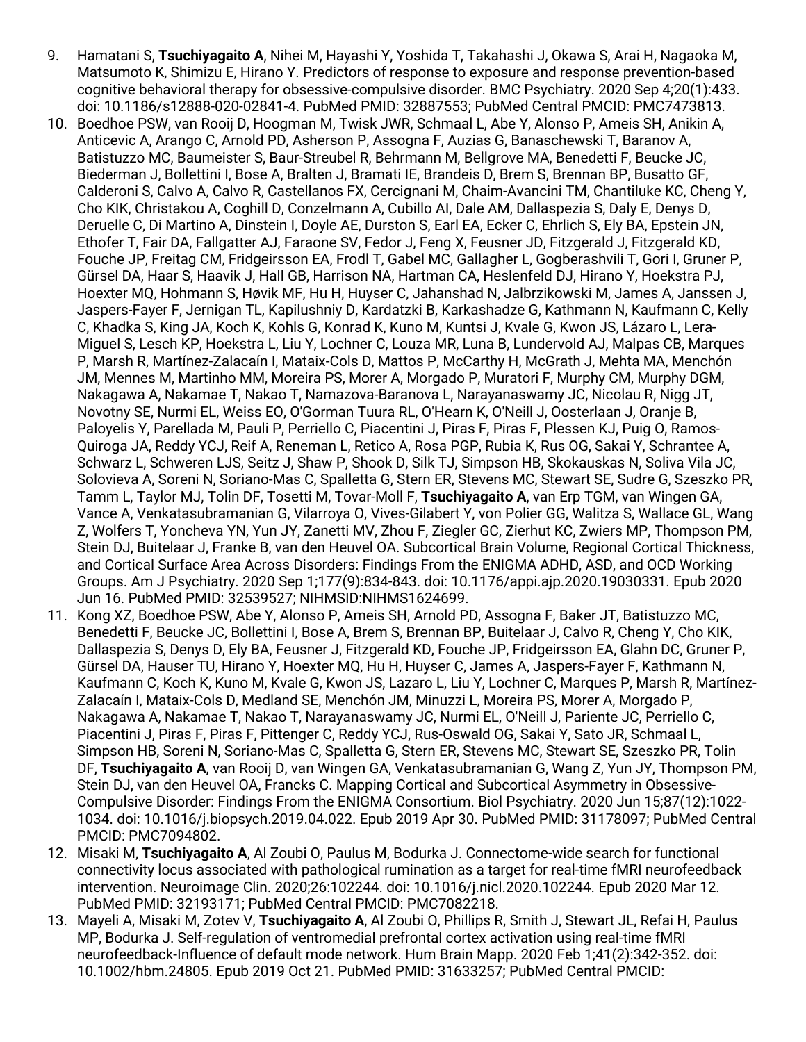9. Hamatani S, **Tsuchiyagaito A**, Nihei M, Hayashi Y, Yoshida T, Takahashi J, Okawa S, Arai H, Nagaoka M, Matsumoto K, Shimizu E, Hirano Y. Predictors of response to exposure and response prevention-based cognitive behavioral therapy for obsessive-compulsive disorder. BMC Psychiatry. 2020 Sep 4;20(1):433. doi: 10.1186/s12888-020-02841-4. PubMed PMID: 32887553; PubMed Central PMCID: PMC7473813.
10. Boedhoe PSW, van Rooij D, Hoogman M, Twisk JWR, Schmaal L, Abe Y, Alonso P, Ameis SH, Anikin A, Anticevic A, Arango C, Arnold PD, Asherson P, Assogna F, Auzias G, Banaschewski T, Baranov A, Batistuzzo MC, Baumeister S, Baur-Streubel R, Behrmann M, Bellgrove MA, Benedetti F, Beucke JC, Biederman J, Bollettini I, Bose A, Bralten J, Bramati IE, Brandeis D, Brem S, Brennan BP, Busatto GF, Calderoni S, Calvo A, Calvo R, Castellanos FX, Cercignani M, Chaim-Avancini TM, Chantiluke KC, Cheng Y, Cho KIK, Christakou A, Coghill D, Conzelmann A, Cubillo AI, Dale AM, Dallaspezia S, Daly E, Denys D, Deruelle C, Di Martino A, Dinstein I, Doyle AE, Durston S, Earl EA, Ecker C, Ehrlich S, Ely BA, Epstein JN, Ethofer T, Fair DA, Fallgatter AJ, Faraone SV, Fedor J, Feng X, Feusner JD, Fitzgerald J, Fitzgerald KD, Fouche JP, Freitag CM, Fridgeirsson EA, Frodl T, Gabel MC, Gallagher L, Gogberashvili T, Gori I, Gruner P, Gürsel DA, Haar S, Haavik J, Hall GB, Harrison NA, Hartman CA, Heslenfeld DJ, Hirano Y, Hoekstra PJ, Hoexter MQ, Hohmann S, Høvik MF, Hu H, Huyser C, Jahanshad N, Jalbrzikowski M, James A, Janssen J, Jaspers-Fayer F, Jernigan TL, Kapilushniy D, Kardatzki B, Karkashadze G, Kathmann N, Kaufmann C, Kelly C, Khadka S, King JA, Koch K, Kohls G, Konrad K, Kuno M, Kuntsi J, Kvale G, Kwon JS, Lázaro L, Lera-Miguel S, Lesch KP, Hoekstra L, Liu Y, Lochner C, Louza MR, Luna B, Lundervold AJ, Malpas CB, Marques P, Marsh R, Martínez-Zalacaín I, Mataix-Cols D, Mattos P, McCarthy H, McGrath J, Mehta MA, Menchón JM, Mennes M, Martinho MM, Moreira PS, Morer A, Morgado P, Muratori F, Murphy CM, Murphy DGM, Nakagawa A, Nakamae T, Nakao T, Namazova-Baranova L, Narayanaswamy JC, Nicolau R, Nigg JT, Novotny SE, Nurmi EL, Weiss EO, O'Gorman Tuura RL, O'Hearn K, O'Neill J, Oosterlaan J, Oranje B, Paloyelis Y, Parellada M, Pauli P, Perriello C, Piacentini J, Piras F, Piras F, Plessen KJ, Puig O, Ramos-Quiroga JA, Reddy YCJ, Reif A, Reneman L, Retico A, Rosa PGP, Rubia K, Rus OG, Sakai Y, Schrantee A, Schwarz L, Schweren LJS, Seitz J, Shaw P, Shook D, Silk TJ, Simpson HB, Skokauskas N, Soliva Vila JC, Solovieva A, Soreni N, Soriano-Mas C, Spalletta G, Stern ER, Stevens MC, Stewart SE, Sudre G, Szeszko PR, Tamm L, Taylor MJ, Tolin DF, Tosetti M, Tovar-Moll F, **Tsuchiyagaito A**, van Erp TGM, van Wingen GA, Vance A, Venkatasubramanian G, Vilarroya O, Vives-Gilabert Y, von Polier GG, Walitza S, Wallace GL, Wang Z, Wolfers T, Yoncheva YN, Yun JY, Zanetti MV, Zhou F, Ziegler GC, Zierhut KC, Zwiers MP, Thompson PM, Stein DJ, Buitelaar J, Franke B, van den Heuvel OA. Subcortical Brain Volume, Regional Cortical Thickness, and Cortical Surface Area Across Disorders: Findings From the ENIGMA ADHD, ASD, and OCD Working Groups. Am J Psychiatry. 2020 Sep 1;177(9):834-843. doi: 10.1176/appi.ajp.2020.19030331. Epub 2020 Jun 16. PubMed PMID: 32539527; NIHMSID:NIHMS1624699.
11. Kong XZ, Boedhoe PSW, Abe Y, Alonso P, Ameis SH, Arnold PD, Assogna F, Baker JT, Batistuzzo MC, Benedetti F, Beucke JC, Bollettini I, Bose A, Brem S, Brennan BP, Buitelaar J, Calvo R, Cheng Y, Cho KIK, Dallaspezia S, Denys D, Ely BA, Feusner J, Fitzgerald KD, Fouche JP, Fridgeirsson EA, Glahn DC, Gruner P, Gürsel DA, Hauser TU, Hirano Y, Hoexter MQ, Hu H, Huyser C, James A, Jaspers-Fayer F, Kathmann N, Kaufmann C, Koch K, Kuno M, Kvale G, Kwon JS, Lazaro L, Liu Y, Lochner C, Marques P, Marsh R, Martínez-Zalacaín I, Mataix-Cols D, Medland SE, Menchón JM, Minuzzi L, Moreira PS, Morer A, Morgado P, Nakagawa A, Nakamae T, Nakao T, Narayanaswamy JC, Nurmi EL, O'Neill J, Pariente JC, Perriello C, Piacentini J, Piras F, Piras F, Pittenger C, Reddy YCJ, Rus-Oswald OG, Sakai Y, Sato JR, Schmaal L, Simpson HB, Soreni N, Soriano-Mas C, Spalletta G, Stern ER, Stevens MC, Stewart SE, Szeszko PR, Tolin DF, **Tsuchiyagaito A**, van Rooij D, van Wingen GA, Venkatasubramanian G, Wang Z, Yun JY, Thompson PM, Stein DJ, van den Heuvel OA, Francks C. Mapping Cortical and Subcortical Asymmetry in Obsessive-Compulsive Disorder: Findings From the ENIGMA Consortium. Biol Psychiatry. 2020 Jun 15;87(12):1022-1034. doi: 10.1016/j.biopsych.2019.04.022. Epub 2019 Apr 30. PubMed PMID: 31178097; PubMed Central PMCID: PMC7094802.
12. Misaki M, **Tsuchiyagaito A**, Al Zoubi O, Paulus M, Bodurka J. Connectome-wide search for functional connectivity locus associated with pathological rumination as a target for real-time fMRI neurofeedback intervention. Neuroimage Clin. 2020;26:102244. doi: 10.1016/j.nicl.2020.102244. Epub 2020 Mar 12. PubMed PMID: 32193171; PubMed Central PMCID: PMC7082218.
13. Mayeli A, Misaki M, Zotev V, **Tsuchiyagaito A**, Al Zoubi O, Phillips R, Smith J, Stewart JL, Refai H, Paulus MP, Bodurka J. Self-regulation of ventromedial prefrontal cortex activation using real-time fMRI neurofeedback-Influence of default mode network. Hum Brain Mapp. 2020 Feb 1;41(2):342-352. doi: 10.1002/hbm.24805. Epub 2019 Oct 21. PubMed PMID: 31633257; PubMed Central PMCID: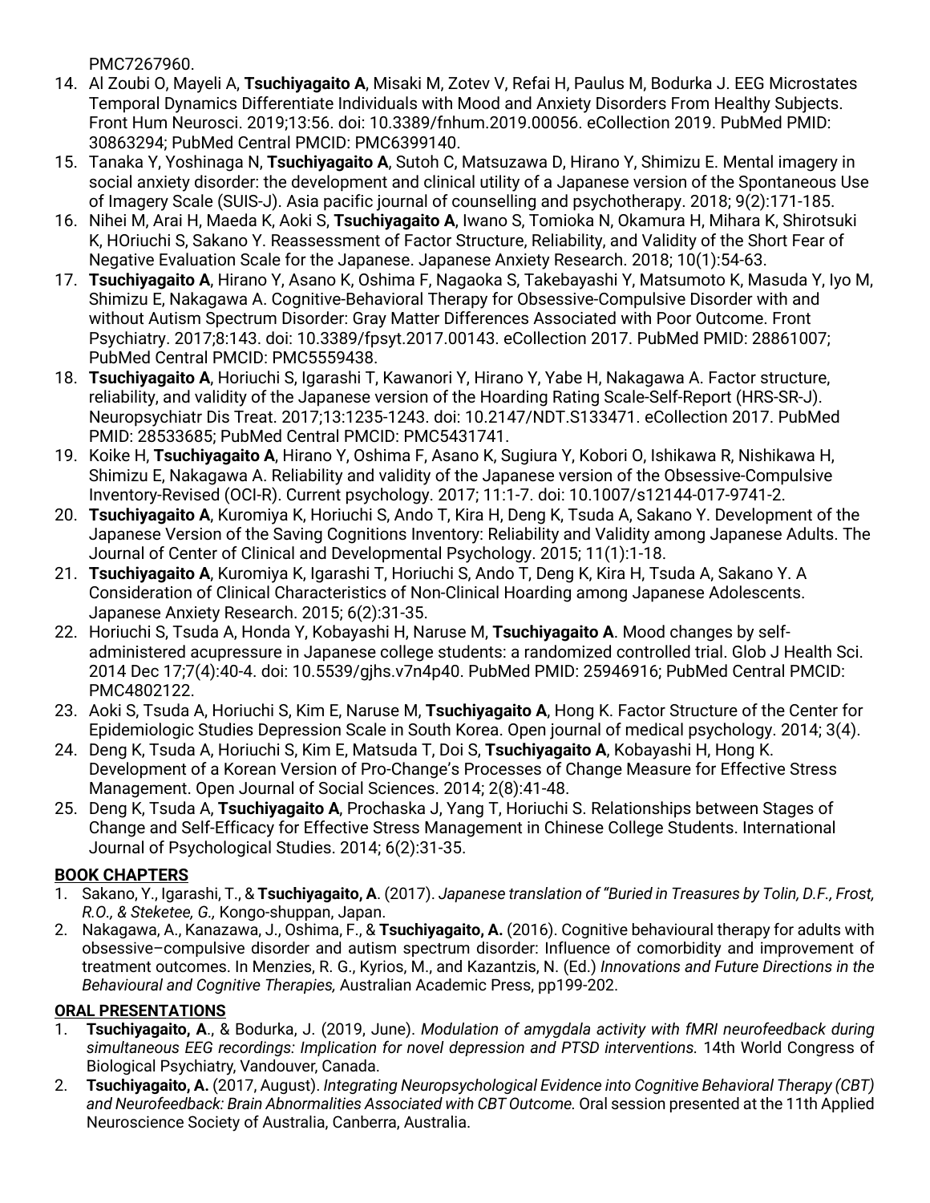PMC7267960.

14. Al Zoubi O, Mayeli A, **Tsuchiyagaito A**, Misaki M, Zotev V, Refai H, Paulus M, Bodurka J. EEG Microstates Temporal Dynamics Differentiate Individuals with Mood and Anxiety Disorders From Healthy Subjects. Front Hum Neurosci. 2019;13:56. doi: 10.3389/fnhum.2019.00056. eCollection 2019. PubMed PMID: 30863294; PubMed Central PMCID: PMC6399140.
15. Tanaka Y, Yoshinaga N, **Tsuchiyagaito A**, Sutoh C, Matsuzawa D, Hirano Y, Shimizu E. Mental imagery in social anxiety disorder: the development and clinical utility of a Japanese version of the Spontaneous Use of Imagery Scale (SUIS-J). Asia pacific journal of counselling and psychotherapy. 2018; 9(2):171-185.
16. Nihei M, Arai H, Maeda K, Aoki S, **Tsuchiyagaito A**, Iwano S, Tomioka N, Okamura H, Mihara K, Shirotsuki K, HOriuchi S, Sakano Y. Reassessment of Factor Structure, Reliability, and Validity of the Short Fear of Negative Evaluation Scale for the Japanese. Japanese Anxiety Research. 2018; 10(1):54-63.
17. **Tsuchiyagaito A**, Hirano Y, Asano K, Oshima F, Nagaoka S, Takebayashi Y, Matsumoto K, Masuda Y, Iyo M, Shimizu E, Nakagawa A. Cognitive-Behavioral Therapy for Obsessive-Compulsive Disorder with and without Autism Spectrum Disorder: Gray Matter Differences Associated with Poor Outcome. Front Psychiatry. 2017;8:143. doi: 10.3389/fpsyt.2017.00143. eCollection 2017. PubMed PMID: 28861007; PubMed Central PMCID: PMC5559438.
18. **Tsuchiyagaito A**, Horiuchi S, Igarashi T, Kawanori Y, Hirano Y, Yabe H, Nakagawa A. Factor structure, reliability, and validity of the Japanese version of the Hoarding Rating Scale-Self-Report (HRS-SR-J). Neuropsychiatr Dis Treat. 2017;13:1235-1243. doi: 10.2147/NDT.S133471. eCollection 2017. PubMed PMID: 28533685; PubMed Central PMCID: PMC5431741.
19. Koike H, **Tsuchiyagaito A**, Hirano Y, Oshima F, Asano K, Sugiura Y, Kobori O, Ishikawa R, Nishikawa H, Shimizu E, Nakagawa A. Reliability and validity of the Japanese version of the Obsessive-Compulsive Inventory-Revised (OCI-R). Current psychology. 2017; 11:1-7. doi: 10.1007/s12144-017-9741-2.
20. **Tsuchiyagaito A**, Kuromiya K, Horiuchi S, Ando T, Kira H, Deng K, Tsuda A, Sakano Y. Development of the Japanese Version of the Saving Cognitions Inventory: Reliability and Validity among Japanese Adults. The Journal of Center of Clinical and Developmental Psychology. 2015; 11(1):1-18.
21. **Tsuchiyagaito A**, Kuromiya K, Igarashi T, Horiuchi S, Ando T, Deng K, Kira H, Tsuda A, Sakano Y. A Consideration of Clinical Characteristics of Non-Clinical Hoarding among Japanese Adolescents. Japanese Anxiety Research. 2015; 6(2):31-35.
22. Horiuchi S, Tsuda A, Honda Y, Kobayashi H, Naruse M, **Tsuchiyagaito A**. Mood changes by self-administered acupressure in Japanese college students: a randomized controlled trial. Glob J Health Sci. 2014 Dec 17;7(4):40-4. doi: 10.5539/gjhs.v7n4p40. PubMed PMID: 25946916; PubMed Central PMCID: PMC4802122.
23. Aoki S, Tsuda A, Horiuchi S, Kim E, Naruse M, **Tsuchiyagaito A**, Hong K. Factor Structure of the Center for Epidemiologic Studies Depression Scale in South Korea. Open journal of medical psychology. 2014; 3(4).
24. Deng K, Tsuda A, Horiuchi S, Kim E, Matsuda T, Doi S, **Tsuchiyagaito A**, Kobayashi H, Hong K. Development of a Korean Version of Pro-Change's Processes of Change Measure for Effective Stress Management. Open Journal of Social Sciences. 2014; 2(8):41-48.
25. Deng K, Tsuda A, **Tsuchiyagaito A**, Prochaska J, Yang T, Horiuchi S. Relationships between Stages of Change and Self-Efficacy for Effective Stress Management in Chinese College Students. International Journal of Psychological Studies. 2014; 6(2):31-35.

## BOOK CHAPTERS

1. Sakano, Y., Igarashi, T., & **Tsuchiyagaito, A**. (2017). *Japanese translation of "Buried in Treasures by Tolin, D.F., Frost, R.O., & Steketee, G.,* Kongo-shuppan, Japan.
2. Nakagawa, A., Kanazawa, J., Oshima, F., & **Tsuchiyagaito, A.** (2016). Cognitive behavioural therapy for adults with obsessive–compulsive disorder and autism spectrum disorder: Influence of comorbidity and improvement of treatment outcomes. In Menzies, R. G., Kyrios, M., and Kazantzis, N. (Ed.) *Innovations and Future Directions in the Behavioural and Cognitive Therapies,* Australian Academic Press, pp199-202.

## ORAL PRESENTATIONS

1. **Tsuchiyagaito, A**., & Bodurka, J. (2019, June). *Modulation of amygdala activity with fMRI neurofeedback during simultaneous EEG recordings: Implication for novel depression and PTSD interventions.* 14th World Congress of Biological Psychiatry, Vandouver, Canada.
2. **Tsuchiyagaito, A.** (2017, August). *Integrating Neuropsychological Evidence into Cognitive Behavioral Therapy (CBT) and Neurofeedback: Brain Abnormalities Associated with CBT Outcome.* Oral session presented at the 11th Applied Neuroscience Society of Australia, Canberra, Australia.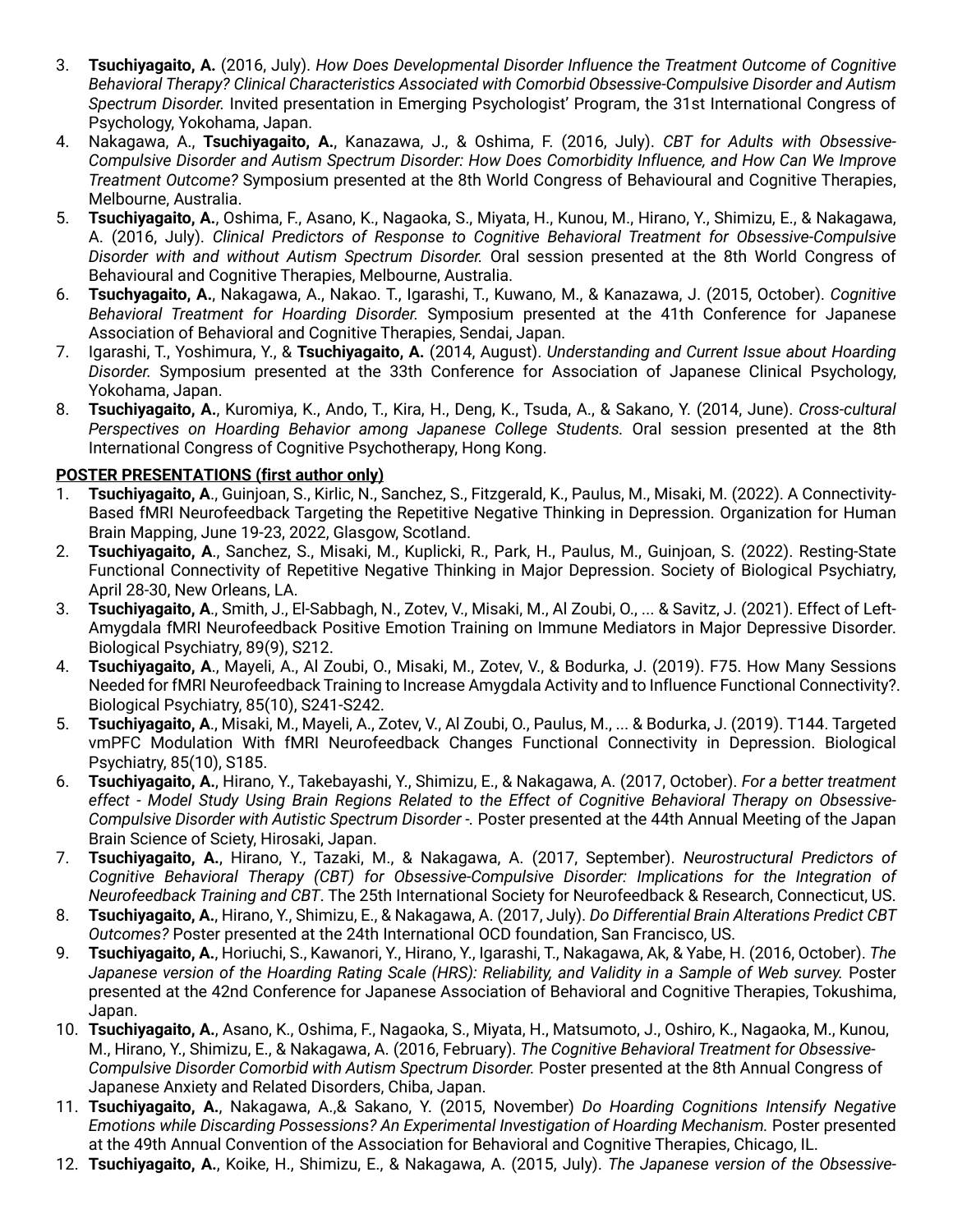3. **Tsuchiyagaito, A.** (2016, July). *How Does Developmental Disorder Influence the Treatment Outcome of Cognitive Behavioral Therapy? Clinical Characteristics Associated with Comorbid Obsessive-Compulsive Disorder and Autism Spectrum Disorder.* Invited presentation in Emerging Psychologist' Program, the 31st International Congress of Psychology, Yokohama, Japan.
4. Nakagawa, A., **Tsuchiyagaito, A.**, Kanazawa, J., & Oshima, F. (2016, July). *CBT for Adults with Obsessive-Compulsive Disorder and Autism Spectrum Disorder: How Does Comorbidity Influence, and How Can We Improve Treatment Outcome?* Symposium presented at the 8th World Congress of Behavioural and Cognitive Therapies, Melbourne, Australia.
5. **Tsuchiyagaito, A.**, Oshima, F., Asano, K., Nagaoka, S., Miyata, H., Kunou, M., Hirano, Y., Shimizu, E., & Nakagawa, A. (2016, July). *Clinical Predictors of Response to Cognitive Behavioral Treatment for Obsessive-Compulsive Disorder with and without Autism Spectrum Disorder.* Oral session presented at the 8th World Congress of Behavioural and Cognitive Therapies, Melbourne, Australia.
6. **Tsuchyagaito, A.**, Nakagawa, A., Nakao. T., Igarashi, T., Kuwano, M., & Kanazawa, J. (2015, October). *Cognitive Behavioral Treatment for Hoarding Disorder.* Symposium presented at the 41th Conference for Japanese Association of Behavioral and Cognitive Therapies, Sendai, Japan.
7. Igarashi, T., Yoshimura, Y., & **Tsuchiyagaito, A.** (2014, August). *Understanding and Current Issue about Hoarding Disorder.* Symposium presented at the 33th Conference for Association of Japanese Clinical Psychology, Yokohama, Japan.
8. **Tsuchiyagaito, A.**, Kuromiya, K., Ando, T., Kira, H., Deng, K., Tsuda, A., & Sakano, Y. (2014, June). *Cross-cultural Perspectives on Hoarding Behavior among Japanese College Students.* Oral session presented at the 8th International Congress of Cognitive Psychotherapy, Hong Kong.

**POSTER PRESENTATIONS (first author only)**

1. **Tsuchiyagaito, A**., Guinjoan, S., Kirlic, N., Sanchez, S., Fitzgerald, K., Paulus, M., Misaki, M. (2022). A Connectivity-Based fMRI Neurofeedback Targeting the Repetitive Negative Thinking in Depression. Organization for Human Brain Mapping, June 19-23, 2022, Glasgow, Scotland.
2. **Tsuchiyagaito, A**., Sanchez, S., Misaki, M., Kuplicki, R., Park, H., Paulus, M., Guinjoan, S. (2022). Resting-State Functional Connectivity of Repetitive Negative Thinking in Major Depression. Society of Biological Psychiatry, April 28-30, New Orleans, LA.
3. **Tsuchiyagaito, A**., Smith, J., El-Sabbagh, N., Zotev, V., Misaki, M., Al Zoubi, O., ... & Savitz, J. (2021). Effect of Left-Amygdala fMRI Neurofeedback Positive Emotion Training on Immune Mediators in Major Depressive Disorder. Biological Psychiatry, 89(9), S212.
4. **Tsuchiyagaito, A**., Mayeli, A., Al Zoubi, O., Misaki, M., Zotev, V., & Bodurka, J. (2019). F75. How Many Sessions Needed for fMRI Neurofeedback Training to Increase Amygdala Activity and to Influence Functional Connectivity?. Biological Psychiatry, 85(10), S241-S242.
5. **Tsuchiyagaito, A**., Misaki, M., Mayeli, A., Zotev, V., Al Zoubi, O., Paulus, M., ... & Bodurka, J. (2019). T144. Targeted vmPFC Modulation With fMRI Neurofeedback Changes Functional Connectivity in Depression. Biological Psychiatry, 85(10), S185.
6. **Tsuchiyagaito, A.**, Hirano, Y., Takebayashi, Y., Shimizu, E., & Nakagawa, A. (2017, October). *For a better treatment effect - Model Study Using Brain Regions Related to the Effect of Cognitive Behavioral Therapy on Obsessive-Compulsive Disorder with Autistic Spectrum Disorder -.* Poster presented at the 44th Annual Meeting of the Japan Brain Science of Sciety, Hirosaki, Japan.
7. **Tsuchiyagaito, A.**, Hirano, Y., Tazaki, M., & Nakagawa, A. (2017, September). *Neurostructural Predictors of Cognitive Behavioral Therapy (CBT) for Obsessive-Compulsive Disorder: Implications for the Integration of Neurofeedback Training and CBT*. The 25th International Society for Neurofeedback & Research, Connecticut, US.
8. **Tsuchiyagaito, A.**, Hirano, Y., Shimizu, E., & Nakagawa, A. (2017, July). *Do Differential Brain Alterations Predict CBT Outcomes?* Poster presented at the 24th International OCD foundation, San Francisco, US.
9. **Tsuchiyagaito, A.**, Horiuchi, S., Kawanori, Y., Hirano, Y., Igarashi, T., Nakagawa, Ak, & Yabe, H. (2016, October). *The Japanese version of the Hoarding Rating Scale (HRS): Reliability, and Validity in a Sample of Web survey.* Poster presented at the 42nd Conference for Japanese Association of Behavioral and Cognitive Therapies, Tokushima, Japan.
10. **Tsuchiyagaito, A.**, Asano, K., Oshima, F., Nagaoka, S., Miyata, H., Matsumoto, J., Oshiro, K., Nagaoka, M., Kunou, M., Hirano, Y., Shimizu, E., & Nakagawa, A. (2016, February). *The Cognitive Behavioral Treatment for Obsessive-Compulsive Disorder Comorbid with Autism Spectrum Disorder.* Poster presented at the 8th Annual Congress of Japanese Anxiety and Related Disorders, Chiba, Japan.
11. **Tsuchiyagaito, A.**, Nakagawa, A.,& Sakano, Y. (2015, November) *Do Hoarding Cognitions Intensify Negative Emotions while Discarding Possessions? An Experimental Investigation of Hoarding Mechanism.* Poster presented at the 49th Annual Convention of the Association for Behavioral and Cognitive Therapies, Chicago, IL.
12. **Tsuchiyagaito, A.**, Koike, H., Shimizu, E., & Nakagawa, A. (2015, July). *The Japanese version of the Obsessive-*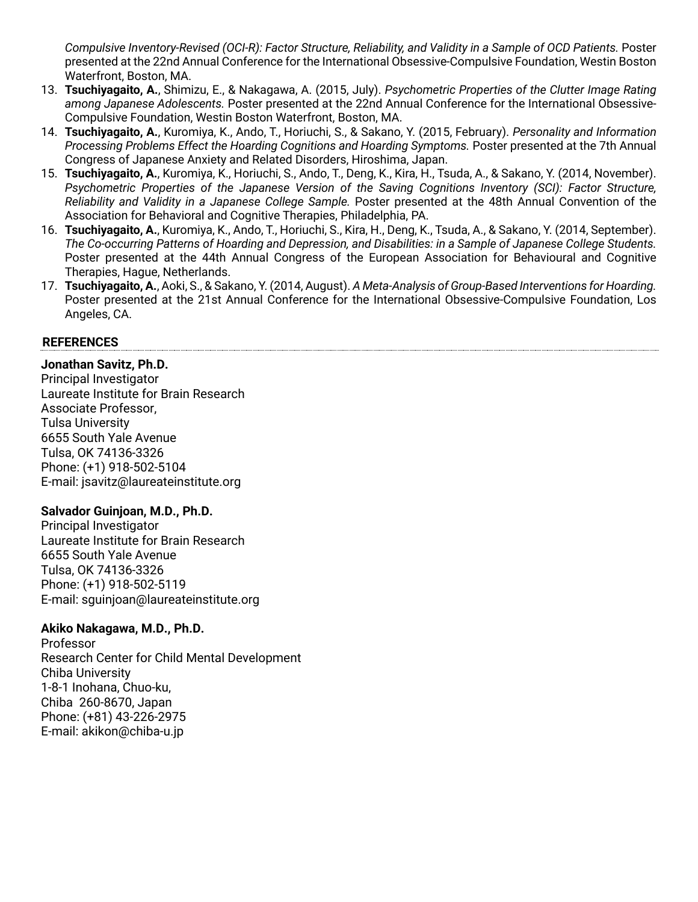*Compulsive Inventory-Revised (OCI-R): Factor Structure, Reliability, and Validity in a Sample of OCD Patients.* Poster presented at the 22nd Annual Conference for the International Obsessive-Compulsive Foundation, Westin Boston Waterfront, Boston, MA.

13. **Tsuchiyagaito, A.**, Shimizu, E., & Nakagawa, A. (2015, July). *Psychometric Properties of the Clutter Image Rating among Japanese Adolescents.* Poster presented at the 22nd Annual Conference for the International Obsessive-Compulsive Foundation, Westin Boston Waterfront, Boston, MA.
14. **Tsuchiyagaito, A.**, Kuromiya, K., Ando, T., Horiuchi, S., & Sakano, Y. (2015, February). *Personality and Information Processing Problems Effect the Hoarding Cognitions and Hoarding Symptoms.* Poster presented at the 7th Annual Congress of Japanese Anxiety and Related Disorders, Hiroshima, Japan.
15. **Tsuchiyagaito, A.**, Kuromiya, K., Horiuchi, S., Ando, T., Deng, K., Kira, H., Tsuda, A., & Sakano, Y. (2014, November). *Psychometric Properties of the Japanese Version of the Saving Cognitions Inventory (SCI): Factor Structure, Reliability and Validity in a Japanese College Sample.* Poster presented at the 48th Annual Convention of the Association for Behavioral and Cognitive Therapies, Philadelphia, PA.
16. **Tsuchiyagaito, A.**, Kuromiya, K., Ando, T., Horiuchi, S., Kira, H., Deng, K., Tsuda, A., & Sakano, Y. (2014, September). *The Co-occurring Patterns of Hoarding and Depression, and Disabilities: in a Sample of Japanese College Students.* Poster presented at the 44th Annual Congress of the European Association for Behavioural and Cognitive Therapies, Hague, Netherlands.
17. **Tsuchiyagaito, A.**, Aoki, S., & Sakano, Y. (2014, August). *A Meta-Analysis of Group-Based Interventions for Hoarding.* Poster presented at the 21st Annual Conference for the International Obsessive-Compulsive Foundation, Los Angeles, CA.

## REFERENCES

**Jonathan Savitz, Ph.D.**
Principal Investigator
Laureate Institute for Brain Research
Associate Professor,
Tulsa University
6655 South Yale Avenue
Tulsa, OK 74136-3326
Phone: (+1) 918-502-5104
E-mail: jsavitz@laureateinstitute.org

**Salvador Guinjoan, M.D., Ph.D.**
Principal Investigator
Laureate Institute for Brain Research
6655 South Yale Avenue
Tulsa, OK 74136-3326
Phone: (+1) 918-502-5119
E-mail: sguinjoan@laureateinstitute.org

**Akiko Nakagawa, M.D., Ph.D.**
Professor
Research Center for Child Mental Development
Chiba University
1-8-1 Inohana, Chuo-ku,
Chiba 260-8670, Japan
Phone: (+81) 43-226-2975
E-mail: akikon@chiba-u.jp